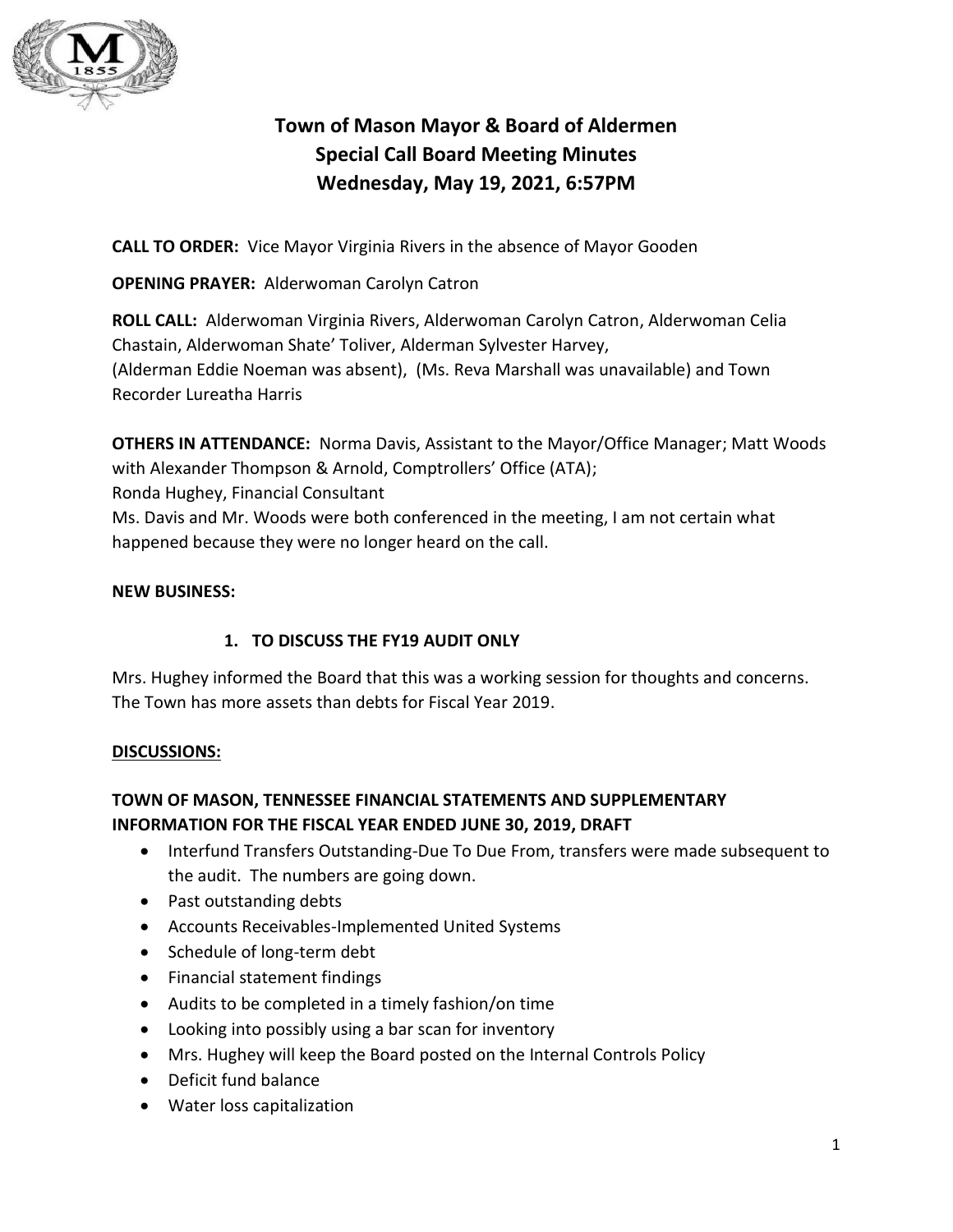# Town of Mason Mayor & Board of Aldermen
## Special Call Board Meeting Minutes
## Wednesday, May 19, 2021, 6:57PM

**CALL TO ORDER:** Vice Mayor Virginia Rivers in the absence of Mayor Gooden

**OPENING PRAYER:** Alderwoman Carolyn Catron

**ROLL CALL:** Alderwoman Virginia Rivers, Alderwoman Carolyn Catron, Alderwoman Celia Chastain, Alderwoman Shate' Toliver, Alderman Sylvester Harvey, (Alderman Eddie Noeman was absent), (Ms. Reva Marshall was unavailable) and Town Recorder Lureatha Harris

**OTHERS IN ATTENDANCE:** Norma Davis, Assistant to the Mayor/Office Manager; Matt Woods with Alexander Thompson & Arnold, Comptrollers' Office (ATA);
Ronda Hughey, Financial Consultant
Ms. Davis and Mr. Woods were both conferenced in the meeting, I am not certain what happened because they were no longer heard on the call.

**NEW BUSINESS:**

1. **TO DISCUSS THE FY19 AUDIT ONLY**

Mrs. Hughey informed the Board that this was a working session for thoughts and concerns. The Town has more assets than debts for Fiscal Year 2019.

**DISCUSSIONS:**

**TOWN OF MASON, TENNESSEE FINANCIAL STATEMENTS AND SUPPLEMENTARY INFORMATION FOR THE FISCAL YEAR ENDED JUNE 30, 2019, DRAFT**

- Interfund Transfers Outstanding-Due To Due From, transfers were made subsequent to the audit. The numbers are going down.
- Past outstanding debts
- Accounts Receivables-Implemented United Systems
- Schedule of long-term debt
- Financial statement findings
- Audits to be completed in a timely fashion/on time
- Looking into possibly using a bar scan for inventory
- Mrs. Hughey will keep the Board posted on the Internal Controls Policy
- Deficit fund balance
- Water loss capitalization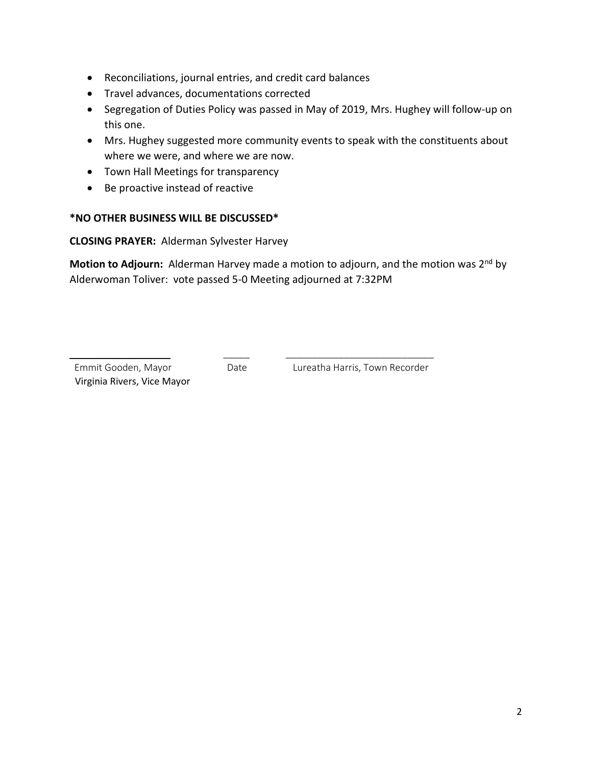- Reconciliations, journal entries, and credit card balances
- Travel advances, documentations corrected
- Segregation of Duties Policy was passed in May of 2019, Mrs. Hughey will follow-up on this one.
- Mrs. Hughey suggested more community events to speak with the constituents about where we were, and where we are now.
- Town Hall Meetings for transparency
- Be proactive instead of reactive

**\*NO OTHER BUSINESS WILL BE DISCUSSED\***

**CLOSING PRAYER:** Alderman Sylvester Harvey

**Motion to Adjourn:** Alderman Harvey made a motion to adjourn, and the motion was 2nd by Alderwoman Toliver: vote passed 5-0 Meeting adjourned at 7:32PM

\_\_\_\_\_\_\_\_\_\_\_\_\_\_\_\_\_\_\_\_ \_\_\_\_\_\_ \_\_\_\_\_\_\_\_\_\_\_\_\_\_\_\_\_\_\_\_\_\_\_\_\_\_\_\_\_\_

Emmit Gooden, Mayor Date Lureatha Harris, Town Recorder

Virginia Rivers, Vice Mayor